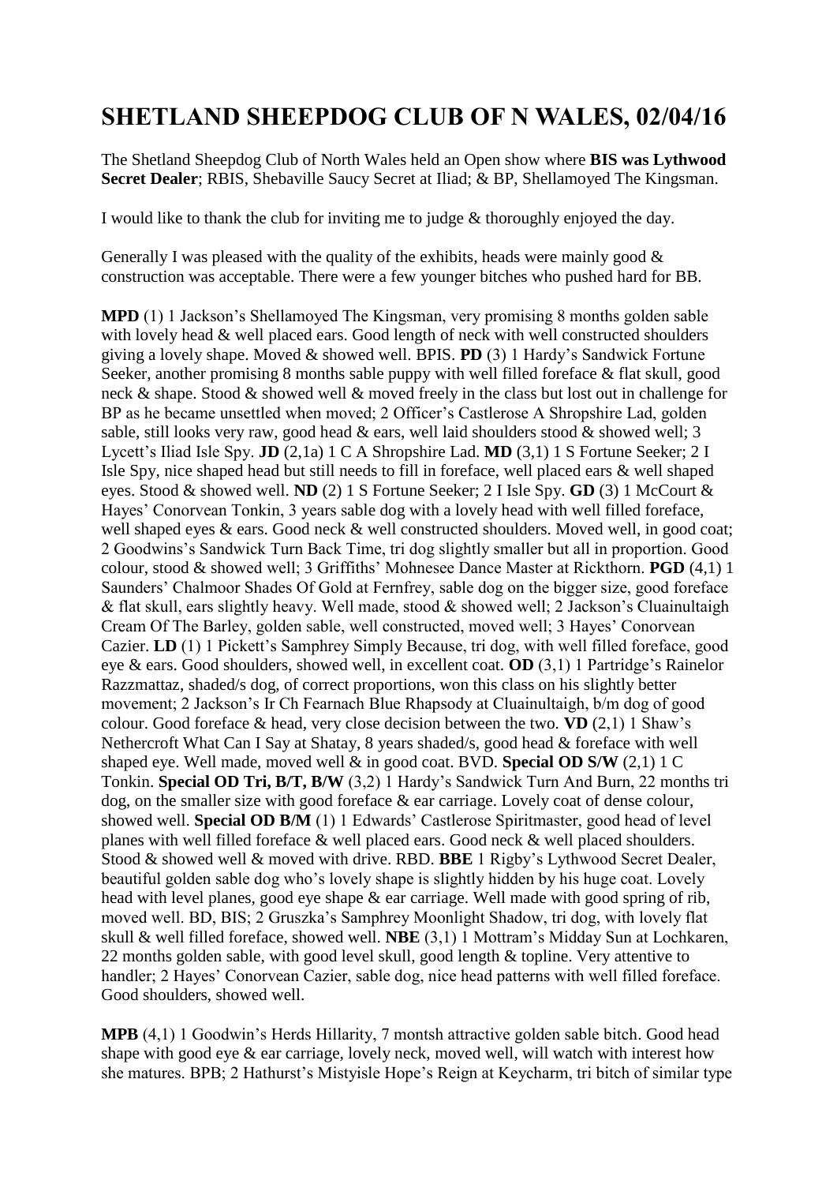# SHETLAND SHEEPDOG CLUB OF N WALES, 02/04/16

The Shetland Sheepdog Club of North Wales held an Open show where **BIS was Lythwood Secret Dealer**; RBIS, Shebaville Saucy Secret at Iliad; & BP, Shellamoyed The Kingsman.

I would like to thank the club for inviting me to judge & thoroughly enjoyed the day.

Generally I was pleased with the quality of the exhibits, heads were mainly good & construction was acceptable. There were a few younger bitches who pushed hard for BB.

**MPD** (1) 1 Jackson's Shellamoyed The Kingsman, very promising 8 months golden sable with lovely head & well placed ears. Good length of neck with well constructed shoulders giving a lovely shape. Moved & showed well. BPIS. **PD** (3) 1 Hardy's Sandwick Fortune Seeker, another promising 8 months sable puppy with well filled foreface & flat skull, good neck & shape. Stood & showed well & moved freely in the class but lost out in challenge for BP as he became unsettled when moved; 2 Officer's Castlerose A Shropshire Lad, golden sable, still looks very raw, good head & ears, well laid shoulders stood & showed well; 3 Lycett's Iliad Isle Spy. **JD** (2,1a) 1 C A Shropshire Lad. **MD** (3,1) 1 S Fortune Seeker; 2 I Isle Spy, nice shaped head but still needs to fill in foreface, well placed ears & well shaped eyes. Stood & showed well. **ND** (2) 1 S Fortune Seeker; 2 I Isle Spy. **GD** (3) 1 McCourt & Hayes' Conorvean Tonkin, 3 years sable dog with a lovely head with well filled foreface, well shaped eyes & ears. Good neck & well constructed shoulders. Moved well, in good coat; 2 Goodwins's Sandwick Turn Back Time, tri dog slightly smaller but all in proportion. Good colour, stood & showed well; 3 Griffiths' Mohnesee Dance Master at Rickthorn. **PGD** (4,1) 1 Saunders' Chalmoor Shades Of Gold at Fernfrey, sable dog on the bigger size, good foreface & flat skull, ears slightly heavy. Well made, stood & showed well; 2 Jackson's Cluainultaigh Cream Of The Barley, golden sable, well constructed, moved well; 3 Hayes' Conorvean Cazier. **LD** (1) 1 Pickett's Samphrey Simply Because, tri dog, with well filled foreface, good eye & ears. Good shoulders, showed well, in excellent coat. **OD** (3,1) 1 Partridge's Rainelor Razzmattaz, shaded/s dog, of correct proportions, won this class on his slightly better movement; 2 Jackson's Ir Ch Fearnach Blue Rhapsody at Cluainultaigh, b/m dog of good colour. Good foreface & head, very close decision between the two. **VD** (2,1) 1 Shaw's Nethercroft What Can I Say at Shatay, 8 years shaded/s, good head & foreface with well shaped eye. Well made, moved well & in good coat. BVD. **Special OD S/W** (2,1) 1 C Tonkin. **Special OD Tri, B/T, B/W** (3,2) 1 Hardy's Sandwick Turn And Burn, 22 months tri dog, on the smaller size with good foreface & ear carriage. Lovely coat of dense colour, showed well. **Special OD B/M** (1) 1 Edwards' Castlerose Spiritmaster, good head of level planes with well filled foreface & well placed ears. Good neck & well placed shoulders. Stood & showed well & moved with drive. RBD. **BBE** 1 Rigby's Lythwood Secret Dealer, beautiful golden sable dog who's lovely shape is slightly hidden by his huge coat. Lovely head with level planes, good eye shape & ear carriage. Well made with good spring of rib, moved well. BD, BIS; 2 Gruszka's Samphrey Moonlight Shadow, tri dog, with lovely flat skull & well filled foreface, showed well. **NBE** (3,1) 1 Mottram's Midday Sun at Lochkaren, 22 months golden sable, with good level skull, good length & topline. Very attentive to handler; 2 Hayes' Conorvean Cazier, sable dog, nice head patterns with well filled foreface. Good shoulders, showed well.

**MPB** (4,1) 1 Goodwin's Herds Hillarity, 7 montsh attractive golden sable bitch. Good head shape with good eye & ear carriage, lovely neck, moved well, will watch with interest how she matures. BPB; 2 Hathurst's Mistyisle Hope's Reign at Keycharm, tri bitch of similar type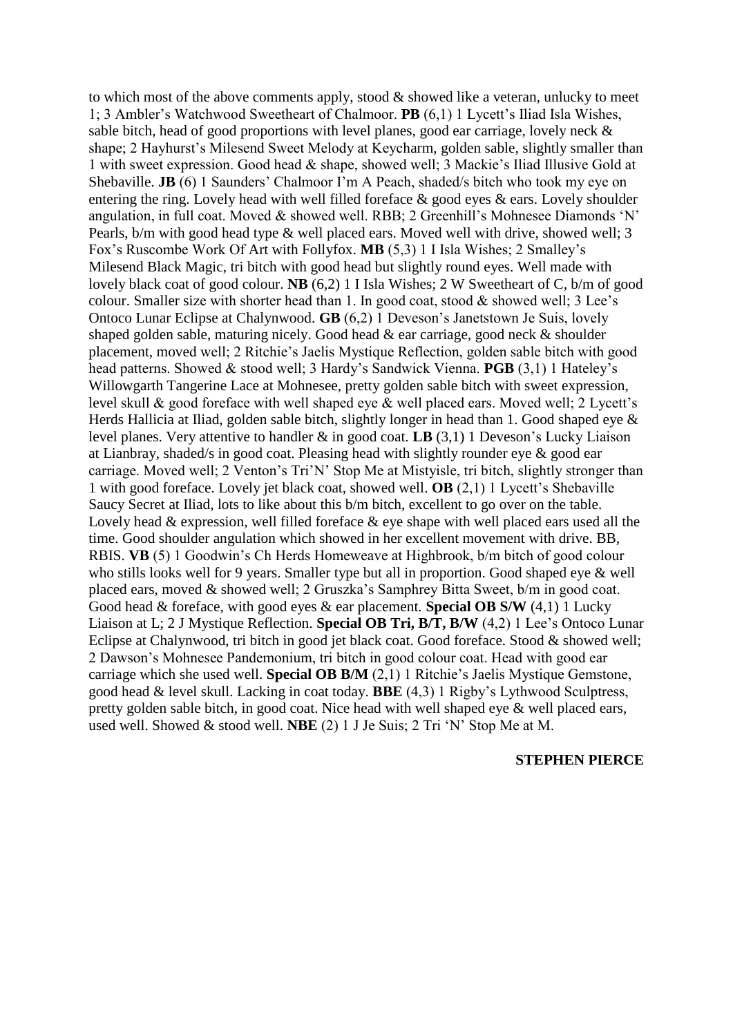to which most of the above comments apply, stood & showed like a veteran, unlucky to meet 1; 3 Ambler's Watchwood Sweetheart of Chalmoor. **PB** (6,1) 1 Lycett's Iliad Isla Wishes, sable bitch, head of good proportions with level planes, good ear carriage, lovely neck & shape; 2 Hayhurst's Milesend Sweet Melody at Keycharm, golden sable, slightly smaller than 1 with sweet expression. Good head & shape, showed well; 3 Mackie's Iliad Illusive Gold at Shebaville. **JB** (6) 1 Saunders' Chalmoor I'm A Peach, shaded/s bitch who took my eye on entering the ring. Lovely head with well filled foreface & good eyes & ears. Lovely shoulder angulation, in full coat. Moved & showed well. RBB; 2 Greenhill's Mohnesee Diamonds 'N' Pearls, b/m with good head type & well placed ears. Moved well with drive, showed well; 3 Fox's Ruscombe Work Of Art with Follyfox. **MB** (5,3) 1 I Isla Wishes; 2 Smalley's Milesend Black Magic, tri bitch with good head but slightly round eyes. Well made with lovely black coat of good colour. **NB** (6,2) 1 I Isla Wishes; 2 W Sweetheart of C, b/m of good colour. Smaller size with shorter head than 1. In good coat, stood & showed well; 3 Lee's Ontoco Lunar Eclipse at Chalynwood. **GB** (6,2) 1 Deveson's Janetstown Je Suis, lovely shaped golden sable, maturing nicely. Good head & ear carriage, good neck & shoulder placement, moved well; 2 Ritchie's Jaelis Mystique Reflection, golden sable bitch with good head patterns. Showed & stood well; 3 Hardy's Sandwick Vienna. **PGB** (3,1) 1 Hateley's Willowgarth Tangerine Lace at Mohnesee, pretty golden sable bitch with sweet expression, level skull & good foreface with well shaped eye & well placed ears. Moved well; 2 Lycett's Herds Hallicia at Iliad, golden sable bitch, slightly longer in head than 1. Good shaped eye & level planes. Very attentive to handler & in good coat. **LB** (3,1) 1 Deveson's Lucky Liaison at Lianbray, shaded/s in good coat. Pleasing head with slightly rounder eye & good ear carriage. Moved well; 2 Venton's Tri'N' Stop Me at Mistyisle, tri bitch, slightly stronger than 1 with good foreface. Lovely jet black coat, showed well. **OB** (2,1) 1 Lycett's Shebaville Saucy Secret at Iliad, lots to like about this b/m bitch, excellent to go over on the table. Lovely head & expression, well filled foreface & eye shape with well placed ears used all the time. Good shoulder angulation which showed in her excellent movement with drive. BB, RBIS. **VB** (5) 1 Goodwin's Ch Herds Homeweave at Highbrook, b/m bitch of good colour who stills looks well for 9 years. Smaller type but all in proportion. Good shaped eye & well placed ears, moved & showed well; 2 Gruszka's Samphrey Bitta Sweet, b/m in good coat. Good head & foreface, with good eyes & ear placement. **Special OB S/W** (4,1) 1 Lucky Liaison at L; 2 J Mystique Reflection. **Special OB Tri, B/T, B/W** (4,2) 1 Lee's Ontoco Lunar Eclipse at Chalynwood, tri bitch in good jet black coat. Good foreface. Stood & showed well; 2 Dawson's Mohnesee Pandemonium, tri bitch in good colour coat. Head with good ear carriage which she used well. **Special OB B/M** (2,1) 1 Ritchie's Jaelis Mystique Gemstone, good head & level skull. Lacking in coat today. **BBE** (4,3) 1 Rigby's Lythwood Sculptress, pretty golden sable bitch, in good coat. Nice head with well shaped eye & well placed ears, used well. Showed & stood well. **NBE** (2) 1 J Je Suis; 2 Tri 'N' Stop Me at M.

**STEPHEN PIERCE**